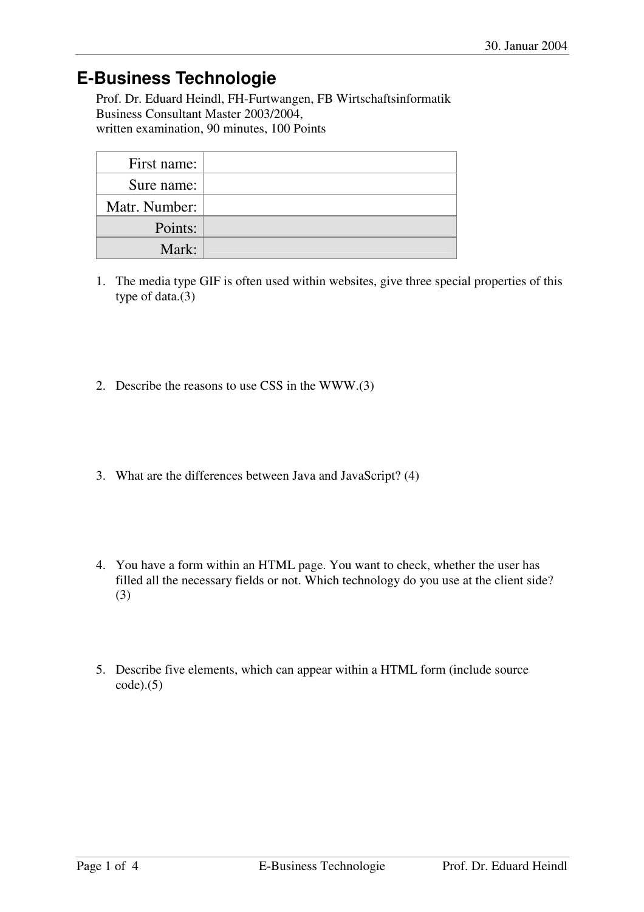30. Januar 2004

# E-Business Technologie

Prof. Dr. Eduard Heindl, FH-Furtwangen, FB Wirtschaftsinformatik
Business Consultant Master 2003/2004,
written examination, 90 minutes, 100 Points

| | |
|---:|---|
| First name: | |
| Sure name: | |
| Matr. Number: | |
| Points: | |
| Mark: | |

1. The media type GIF is often used within websites, give three special properties of this type of data.(3)

2. Describe the reasons to use CSS in the WWW.(3)

3. What are the differences between Java and JavaScript? (4)

4. You have a form within an HTML page. You want to check, whether the user has filled all the necessary fields or not. Which technology do you use at the client side? (3)

5. Describe five elements, which can appear within a HTML form (include source code).(5)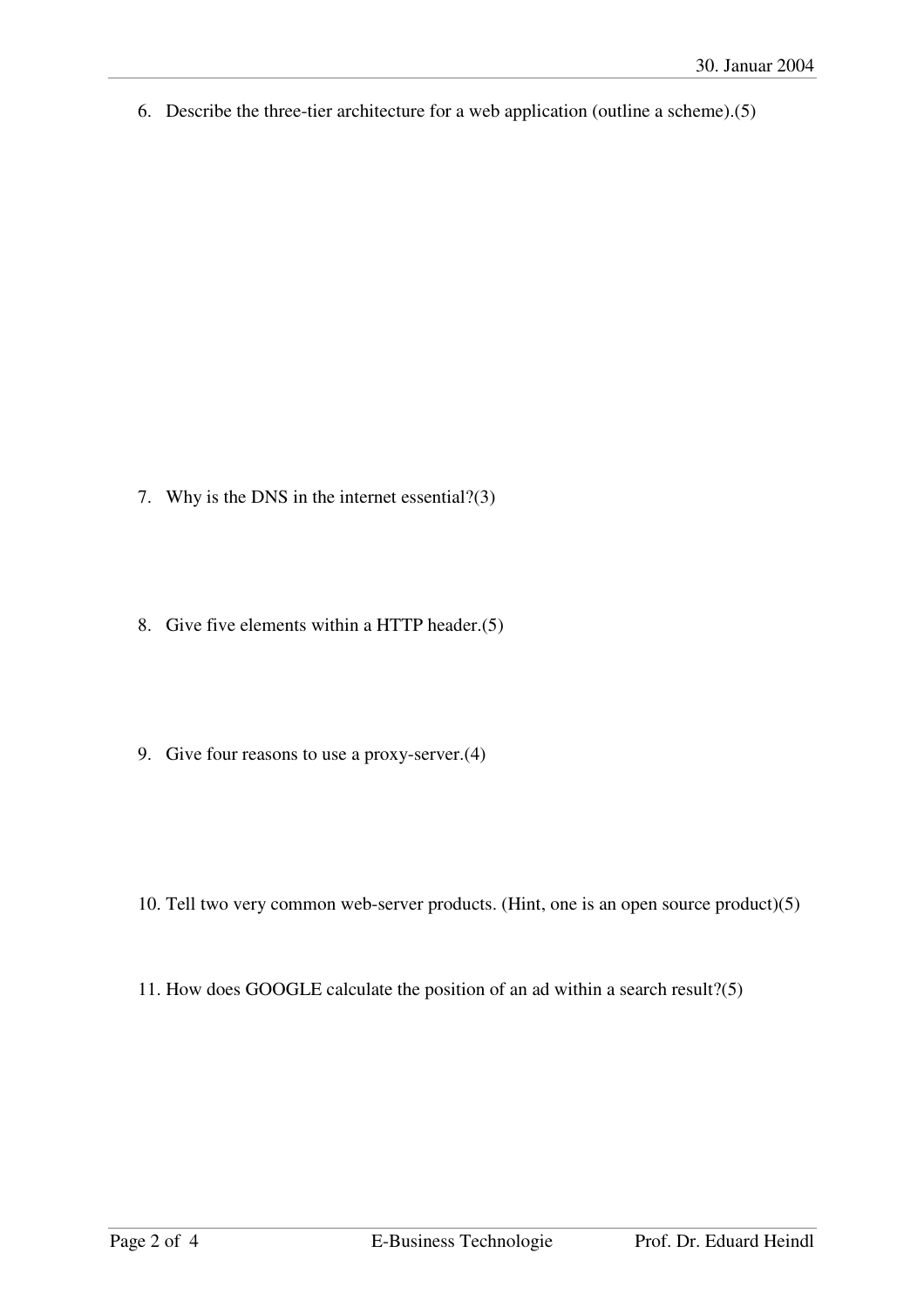6. Describe the three-tier architecture for a web application (outline a scheme).(5)

7. Why is the DNS in the internet essential?(3)

8. Give five elements within a HTTP header.(5)

9. Give four reasons to use a proxy-server.(4)

10. Tell two very common web-server products. (Hint, one is an open source product)(5)

11. How does GOOGLE calculate the position of an ad within a search result?(5)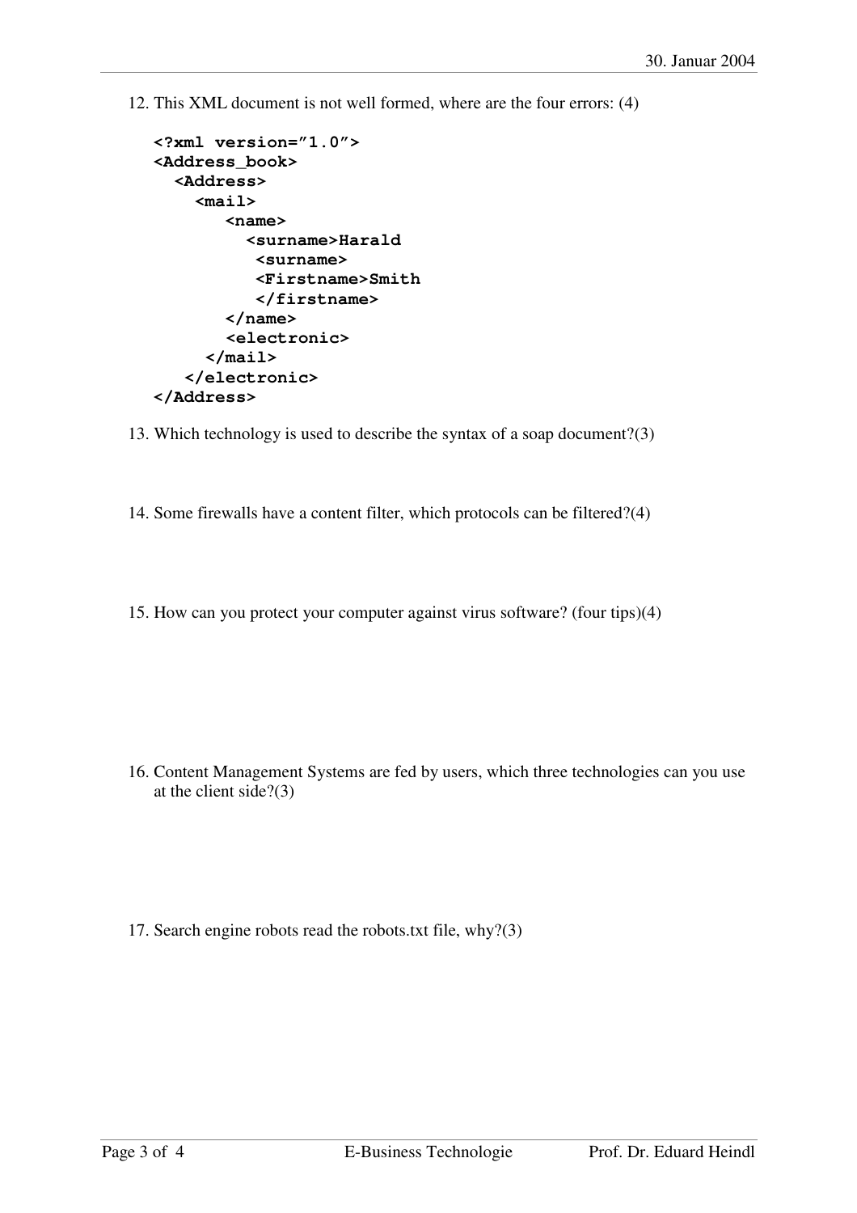12. This XML document is not well formed, where are the four errors: (4)

```
<?xml version="1.0">
<Address_book>
  <Address>
    <mail>
       <name>
         <surname>Harald
          <surname>
          <Firstname>Smith
          </firstname>
       </name>
       <electronic>
     </mail>
   </electronic>
</Address>
```

13. Which technology is used to describe the syntax of a soap document?(3)

14. Some firewalls have a content filter, which protocols can be filtered?(4)

15. How can you protect your computer against virus software? (four tips)(4)

16. Content Management Systems are fed by users, which three technologies can you use at the client side?(3)

17. Search engine robots read the robots.txt file, why?(3)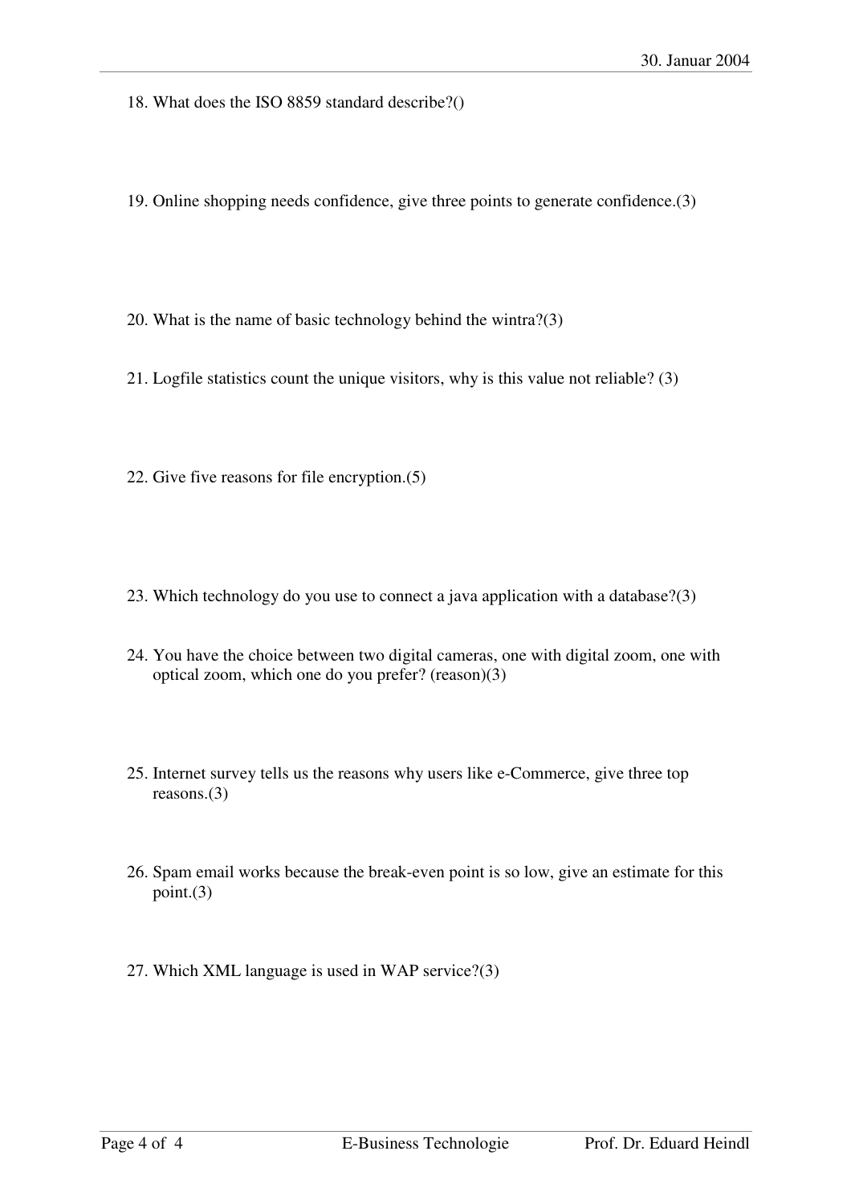18. What does the ISO 8859 standard describe?()

19. Online shopping needs confidence, give three points to generate confidence.(3)

20. What is the name of basic technology behind the wintra?(3)

21. Logfile statistics count the unique visitors, why is this value not reliable? (3)

22. Give five reasons for file encryption.(5)

23. Which technology do you use to connect a java application with a database?(3)

24. You have the choice between two digital cameras, one with digital zoom, one with optical zoom, which one do you prefer? (reason)(3)

25. Internet survey tells us the reasons why users like e-Commerce, give three top reasons.(3)

26. Spam email works because the break-even point is so low, give an estimate for this point.(3)

27. Which XML language is used in WAP service?(3)